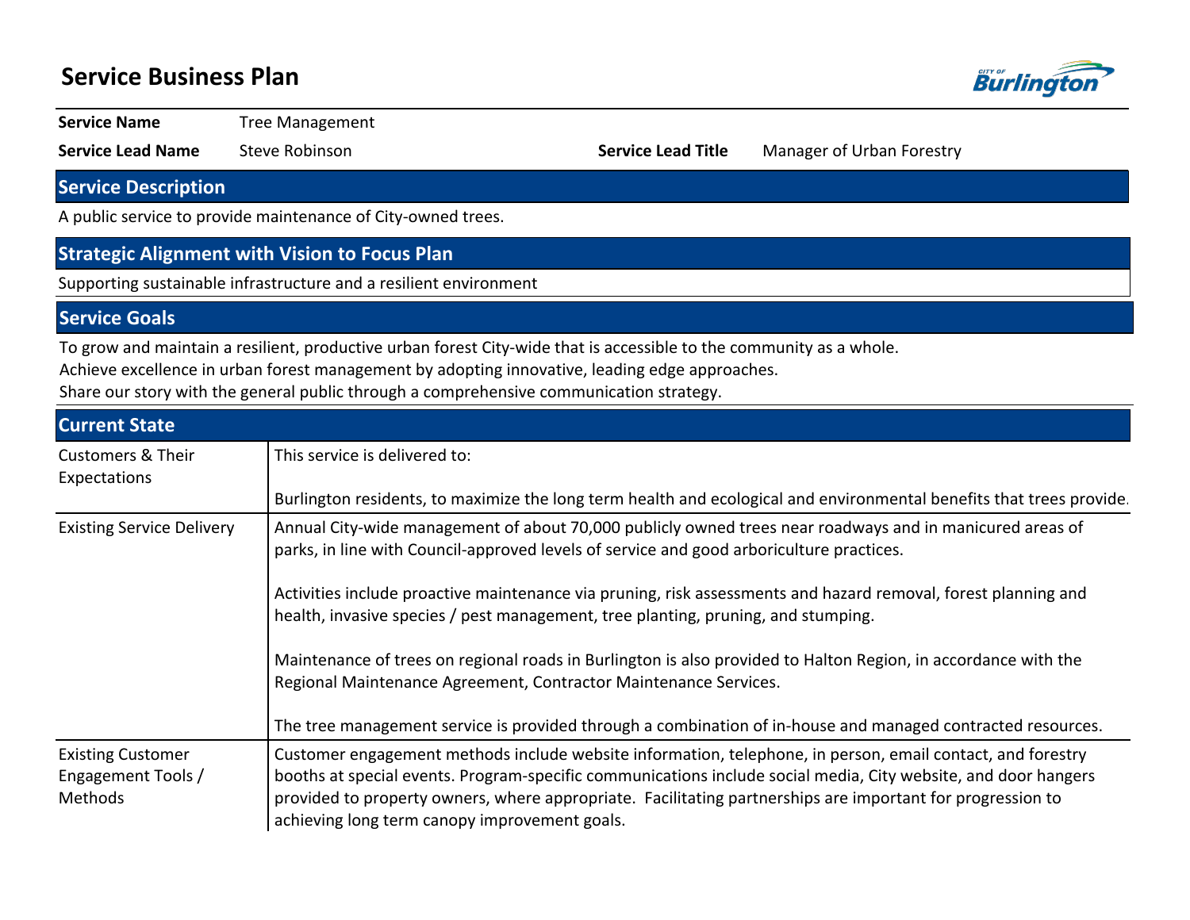# Service Business Plan

| | | | |
|---|---|---|---|
| **Service Name** | Tree Management | | |
| **Service Lead Name** | Steve Robinson | **Service Lead Title** | Manager of Urban Forestry |

## Service Description

A public service to provide maintenance of City-owned trees.

## Strategic Alignment with Vision to Focus Plan

Supporting sustainable infrastructure and a resilient environment

## Service Goals

To grow and maintain a resilient, productive urban forest City-wide that is accessible to the community as a whole.
Achieve excellence in urban forest management by adopting innovative, leading edge approaches.
Share our story with the general public through a comprehensive communication strategy.

## Current State

| | |
|---|---|
| Customers & Their Expectations | This service is delivered to:<br><br>Burlington residents, to maximize the long term health and ecological and environmental benefits that trees provide. |
| Existing Service Delivery | Annual City-wide management of about 70,000 publicly owned trees near roadways and in manicured areas of parks, in line with Council-approved levels of service and good arboriculture practices.<br><br>Activities include proactive maintenance via pruning, risk assessments and hazard removal, forest planning and health, invasive species / pest management, tree planting, pruning, and stumping.<br><br>Maintenance of trees on regional roads in Burlington is also provided to Halton Region, in accordance with the Regional Maintenance Agreement, Contractor Maintenance Services.<br><br>The tree management service is provided through a combination of in-house and managed contracted resources. |
| Existing Customer Engagement Tools / Methods | Customer engagement methods include website information, telephone, in person, email contact, and forestry booths at special events. Program-specific communications include social media, City website, and door hangers provided to property owners, where appropriate. Facilitating partnerships are important for progression to achieving long term canopy improvement goals. |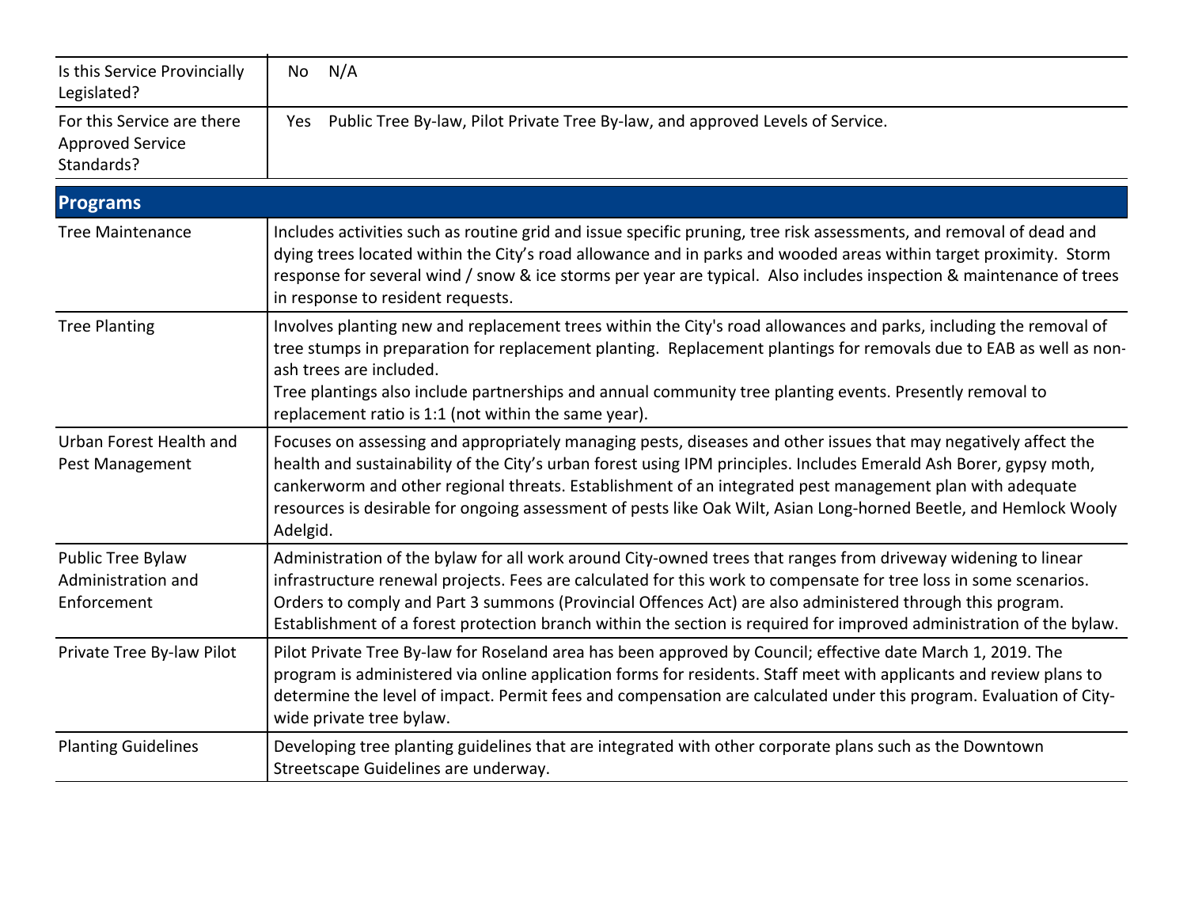| | |
|---|---|
| Is this Service Provincially Legislated? | No N/A |
| For this Service are there Approved Service Standards? | Yes Public Tree By-law, Pilot Private Tree By-law, and approved Levels of Service. |

| **Programs** | |
|---|---|
| Tree Maintenance | Includes activities such as routine grid and issue specific pruning, tree risk assessments, and removal of dead and dying trees located within the City's road allowance and in parks and wooded areas within target proximity. Storm response for several wind / snow & ice storms per year are typical. Also includes inspection & maintenance of trees in response to resident requests. |
| Tree Planting | Involves planting new and replacement trees within the City's road allowances and parks, including the removal of tree stumps in preparation for replacement planting. Replacement plantings for removals due to EAB as well as non-ash trees are included.<br>Tree plantings also include partnerships and annual community tree planting events. Presently removal to replacement ratio is 1:1 (not within the same year). |
| Urban Forest Health and Pest Management | Focuses on assessing and appropriately managing pests, diseases and other issues that may negatively affect the health and sustainability of the City's urban forest using IPM principles. Includes Emerald Ash Borer, gypsy moth, cankerworm and other regional threats. Establishment of an integrated pest management plan with adequate resources is desirable for ongoing assessment of pests like Oak Wilt, Asian Long-horned Beetle, and Hemlock Wooly Adelgid. |
| Public Tree Bylaw Administration and Enforcement | Administration of the bylaw for all work around City-owned trees that ranges from driveway widening to linear infrastructure renewal projects. Fees are calculated for this work to compensate for tree loss in some scenarios. Orders to comply and Part 3 summons (Provincial Offences Act) are also administered through this program. Establishment of a forest protection branch within the section is required for improved administration of the bylaw. |
| Private Tree By-law Pilot | Pilot Private Tree By-law for Roseland area has been approved by Council; effective date March 1, 2019. The program is administered via online application forms for residents. Staff meet with applicants and review plans to determine the level of impact. Permit fees and compensation are calculated under this program. Evaluation of City-wide private tree bylaw. |
| Planting Guidelines | Developing tree planting guidelines that are integrated with other corporate plans such as the Downtown Streetscape Guidelines are underway. |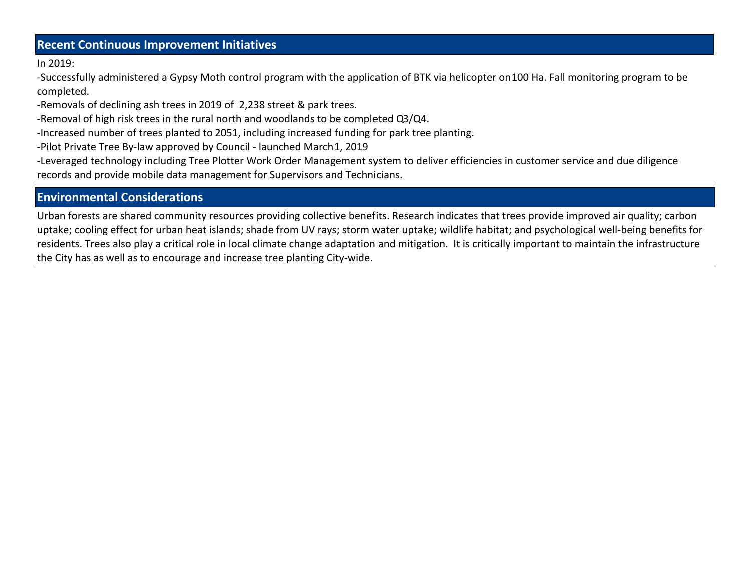## Recent Continuous Improvement Initiatives

In 2019:

-Successfully administered a Gypsy Moth control program with the application of BTK via helicopter on100 Ha. Fall monitoring program to be completed.

-Removals of declining ash trees in 2019 of 2,238 street & park trees.

-Removal of high risk trees in the rural north and woodlands to be completed Q3/Q4.

-Increased number of trees planted to 2051, including increased funding for park tree planting.

-Pilot Private Tree By-law approved by Council - launched March1, 2019

-Leveraged technology including Tree Plotter Work Order Management system to deliver efficiencies in customer service and due diligence records and provide mobile data management for Supervisors and Technicians.

## Environmental Considerations

Urban forests are shared community resources providing collective benefits. Research indicates that trees provide improved air quality; carbon uptake; cooling effect for urban heat islands; shade from UV rays; storm water uptake; wildlife habitat; and psychological well-being benefits for residents. Trees also play a critical role in local climate change adaptation and mitigation. It is critically important to maintain the infrastructure the City has as well as to encourage and increase tree planting City-wide.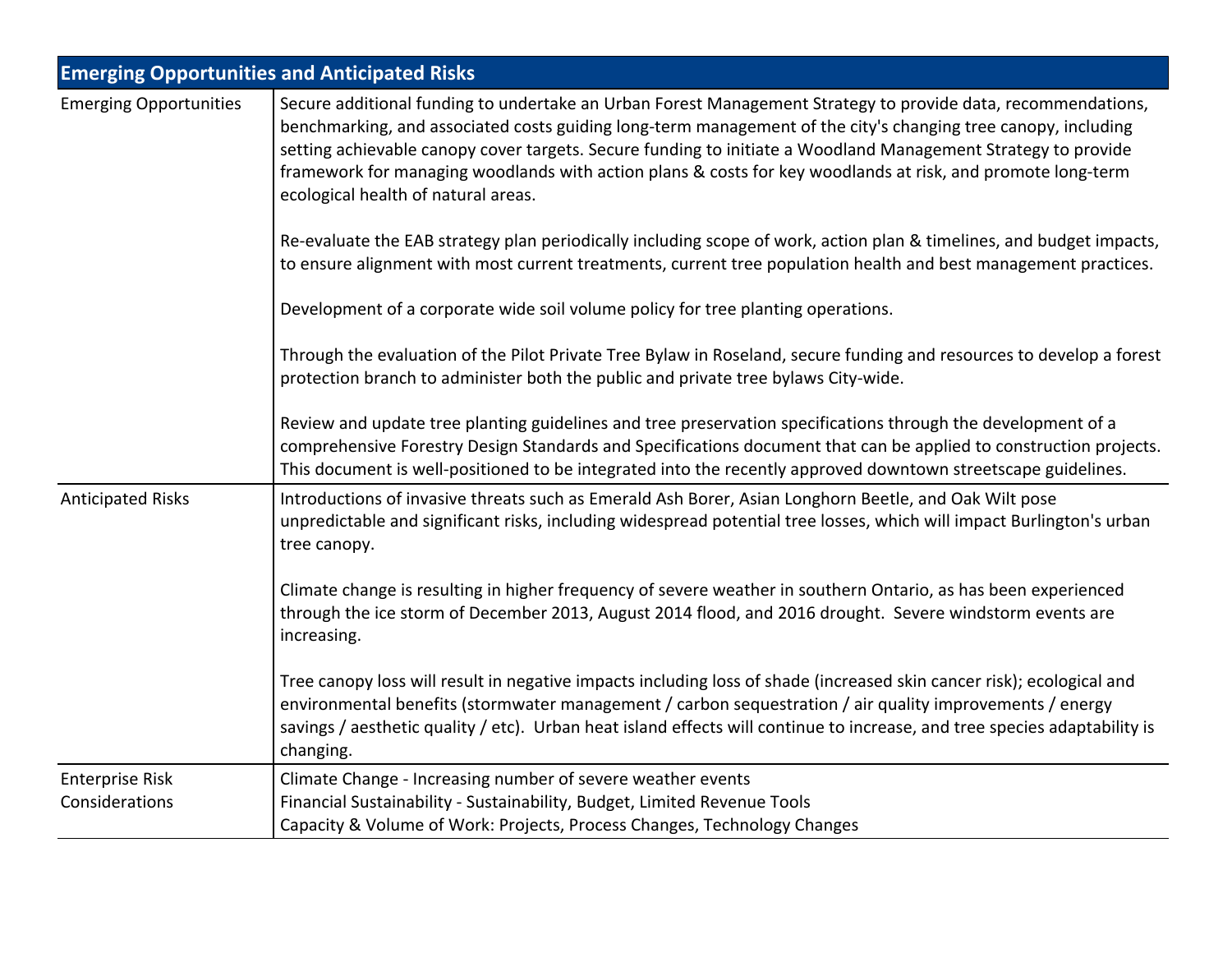| Emerging Opportunities and Anticipated Risks | |
|---|---|
| Emerging Opportunities | Secure additional funding to undertake an Urban Forest Management Strategy to provide data, recommendations, benchmarking, and associated costs guiding long-term management of the city's changing tree canopy, including setting achievable canopy cover targets. Secure funding to initiate a Woodland Management Strategy to provide framework for managing woodlands with action plans & costs for key woodlands at risk, and promote long-term ecological health of natural areas.<br><br>Re-evaluate the EAB strategy plan periodically including scope of work, action plan & timelines, and budget impacts, to ensure alignment with most current treatments, current tree population health and best management practices.<br><br>Development of a corporate wide soil volume policy for tree planting operations.<br><br>Through the evaluation of the Pilot Private Tree Bylaw in Roseland, secure funding and resources to develop a forest protection branch to administer both the public and private tree bylaws City-wide.<br><br>Review and update tree planting guidelines and tree preservation specifications through the development of a comprehensive Forestry Design Standards and Specifications document that can be applied to construction projects. This document is well-positioned to be integrated into the recently approved downtown streetscape guidelines. |
| Anticipated Risks | Introductions of invasive threats such as Emerald Ash Borer, Asian Longhorn Beetle, and Oak Wilt pose unpredictable and significant risks, including widespread potential tree losses, which will impact Burlington's urban tree canopy.<br><br>Climate change is resulting in higher frequency of severe weather in southern Ontario, as has been experienced through the ice storm of December 2013, August 2014 flood, and 2016 drought. Severe windstorm events are increasing.<br><br>Tree canopy loss will result in negative impacts including loss of shade (increased skin cancer risk); ecological and environmental benefits (stormwater management / carbon sequestration / air quality improvements / energy savings / aesthetic quality / etc). Urban heat island effects will continue to increase, and tree species adaptability is changing. |
| Enterprise Risk Considerations | Climate Change - Increasing number of severe weather events<br>Financial Sustainability - Sustainability, Budget, Limited Revenue Tools<br>Capacity & Volume of Work: Projects, Process Changes, Technology Changes |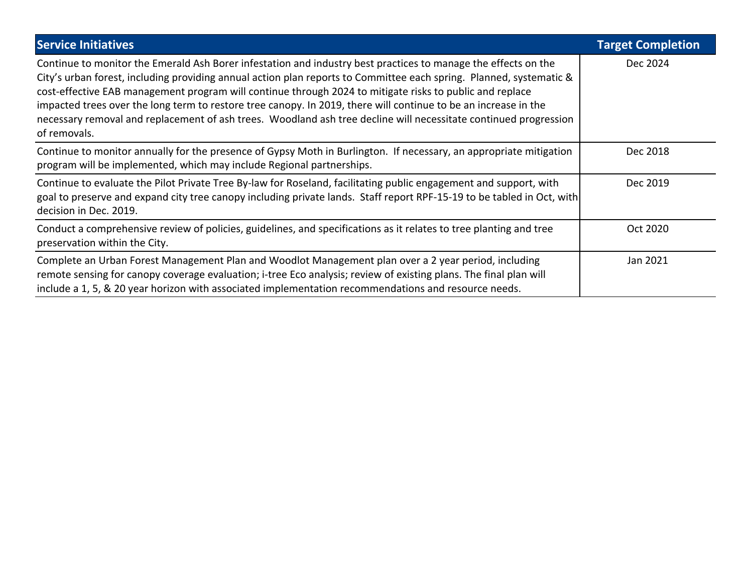| Service Initiatives | Target Completion |
|---|---|
| Continue to monitor the Emerald Ash Borer infestation and industry best practices to manage the effects on the City's urban forest, including providing annual action plan reports to Committee each spring. Planned, systematic & cost-effective EAB management program will continue through 2024 to mitigate risks to public and replace impacted trees over the long term to restore tree canopy. In 2019, there will continue to be an increase in the necessary removal and replacement of ash trees. Woodland ash tree decline will necessitate continued progression of removals. | Dec 2024 |
| Continue to monitor annually for the presence of Gypsy Moth in Burlington. If necessary, an appropriate mitigation program will be implemented, which may include Regional partnerships. | Dec 2018 |
| Continue to evaluate the Pilot Private Tree By-law for Roseland, facilitating public engagement and support, with goal to preserve and expand city tree canopy including private lands. Staff report RPF-15-19 to be tabled in Oct, with decision in Dec. 2019. | Dec 2019 |
| Conduct a comprehensive review of policies, guidelines, and specifications as it relates to tree planting and tree preservation within the City. | Oct 2020 |
| Complete an Urban Forest Management Plan and Woodlot Management plan over a 2 year period, including remote sensing for canopy coverage evaluation; i-tree Eco analysis; review of existing plans. The final plan will include a 1, 5, & 20 year horizon with associated implementation recommendations and resource needs. | Jan 2021 |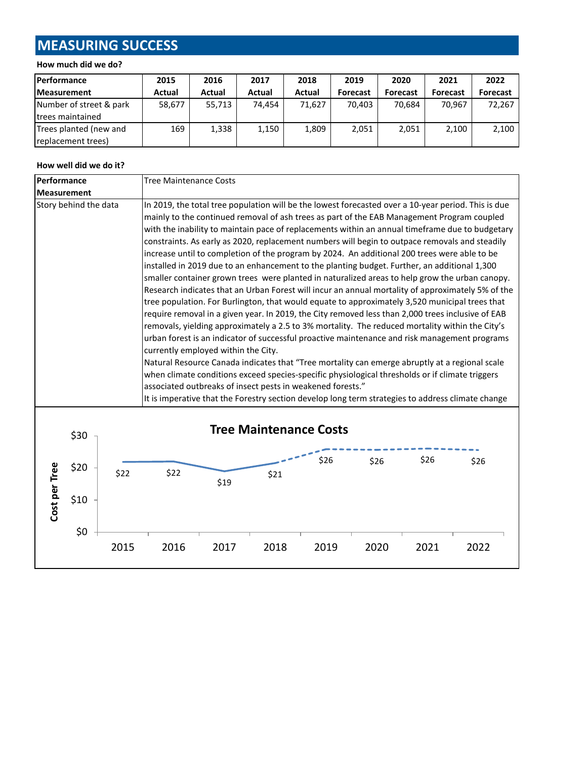# MEASURING SUCCESS

**How much did we do?**

| Performance Measurement | 2015 Actual | 2016 Actual | 2017 Actual | 2018 Actual | 2019 Forecast | 2020 Forecast | 2021 Forecast | 2022 Forecast |
|---|---|---|---|---|---|---|---|---|
| Number of street & park trees maintained | 58,677 | 55,713 | 74,454 | 71,627 | 70,403 | 70,684 | 70,967 | 72,267 |
| Trees planted (new and replacement trees) | 169 | 1,338 | 1,150 | 1,809 | 2,051 | 2,051 | 2,100 | 2,100 |

**How well did we do it?**

| Performance Measurement | Tree Maintenance Costs |
|---|---|
| Story behind the data | In 2019, the total tree population will be the lowest forecasted over a 10-year period. This is due mainly to the continued removal of ash trees as part of the EAB Management Program coupled with the inability to maintain pace of replacements within an annual timeframe due to budgetary constraints. As early as 2020, replacement numbers will begin to outpace removals and steadily increase until to completion of the program by 2024. An additional 200 trees were able to be installed in 2019 due to an enhancement to the planting budget. Further, an additional 1,300 smaller container grown trees were planted in naturalized areas to help grow the urban canopy. Research indicates that an Urban Forest will incur an annual mortality of approximately 5% of the tree population. For Burlington, that would equate to approximately 3,520 municipal trees that require removal in a given year. In 2019, the City removed less than 2,000 trees inclusive of EAB removals, yielding approximately a 2.5 to 3% mortality. The reduced mortality within the City's urban forest is an indicator of successful proactive maintenance and risk management programs currently employed within the City.<br>Natural Resource Canada indicates that "Tree mortality can emerge abruptly at a regional scale when climate conditions exceed species-specific physiological thresholds or if climate triggers associated outbreaks of insect pests in weakened forests."<br>It is imperative that the Forestry section develop long term strategies to address climate change |

**Tree Maintenance Costs**

| Year | Cost per Tree |
|---|---|
| 2015 | $22 |
| 2016 | $22 |
| 2017 | $19 |
| 2018 | $21 |
| 2019 | $26 |
| 2020 | $26 |
| 2021 | $26 |
| 2022 | $26 |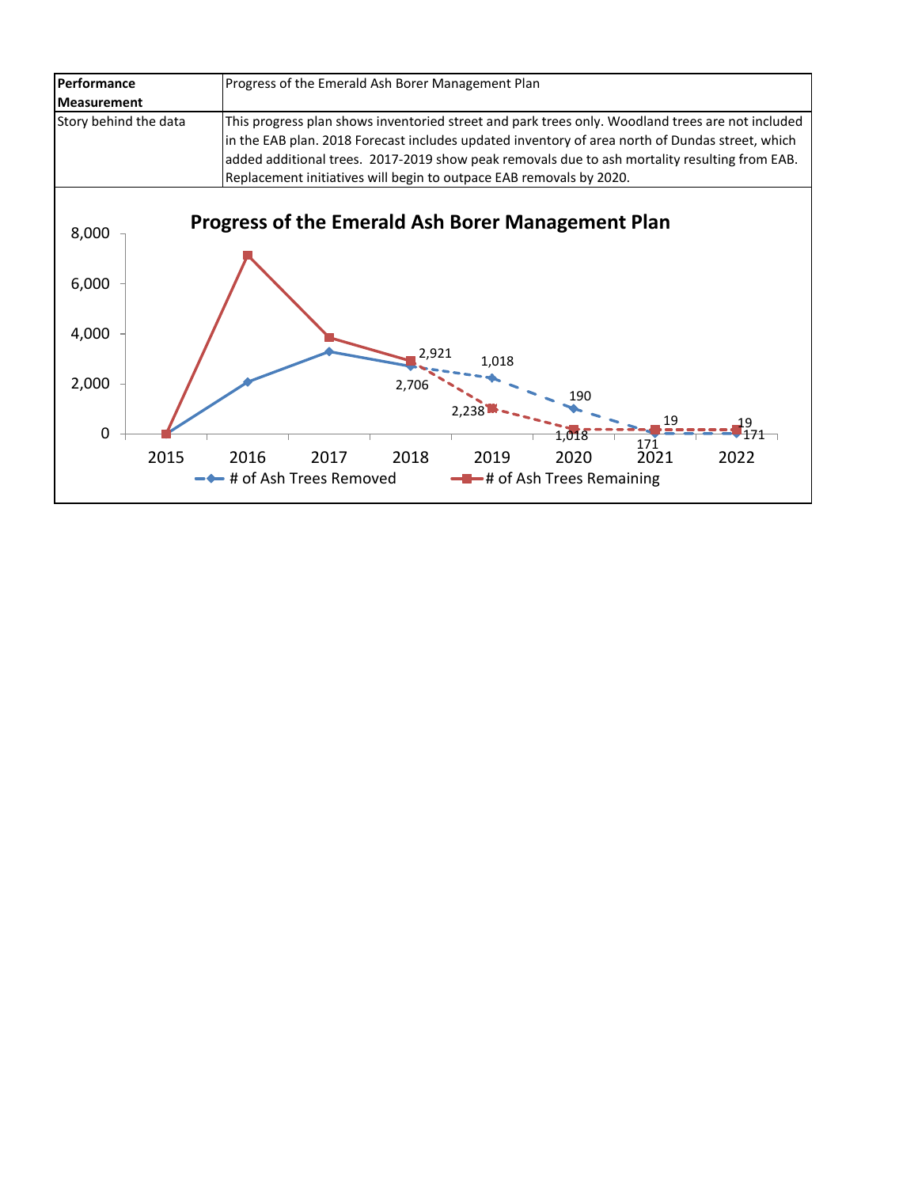| | |
|---|---|
| **Performance Measurement** | Progress of the Emerald Ash Borer Management Plan |
| Story behind the data | This progress plan shows inventoried street and park trees only. Woodland trees are not included in the EAB plan. 2018 Forecast includes updated inventory of area north of Dundas street, which added additional trees. 2017-2019 show peak removals due to ash mortality resulting from EAB. Replacement initiatives will begin to outpace EAB removals by 2020. |

**Progress of the Emerald Ash Borer Management Plan**

8,000
6,000
4,000
2,000
0

2015 2016 2017 2018 2019 2020 2021 2022

2,921
2,706
1,018
2,238
190
1,018
19
171
19
171

# of Ash Trees Removed
# of Ash Trees Remaining